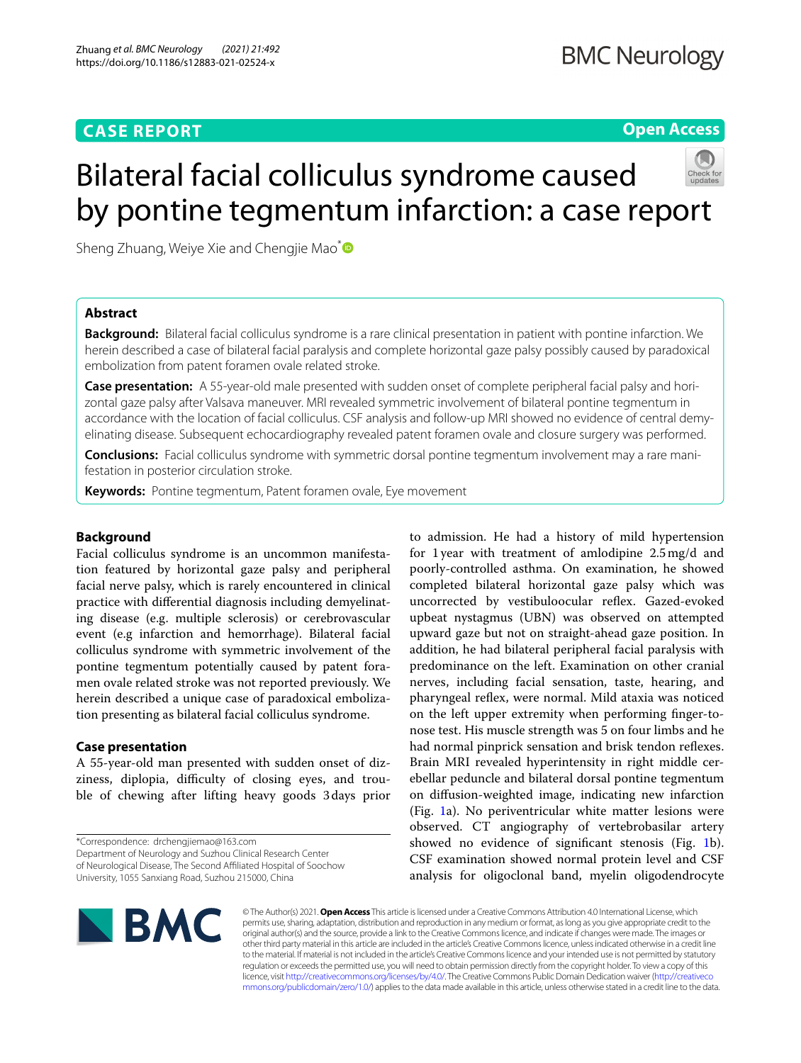CASE REPORT

Open Access

# Bilateral facial colliculus syndrome caused by pontine tegmentum infarction: a case report

Sheng Zhuang, Weiye Xie and Chengjie Mao*

## Abstract

**Background:** Bilateral facial colliculus syndrome is a rare clinical presentation in patient with pontine infarction. We herein described a case of bilateral facial paralysis and complete horizontal gaze palsy possibly caused by paradoxical embolization from patent foramen ovale related stroke.

**Case presentation:** A 55-year-old male presented with sudden onset of complete peripheral facial palsy and horizontal gaze palsy after Valsava maneuver. MRI revealed symmetric involvement of bilateral pontine tegmentum in accordance with the location of facial colliculus. CSF analysis and follow-up MRI showed no evidence of central demyelinating disease. Subsequent echocardiography revealed patent foramen ovale and closure surgery was performed.

**Conclusions:** Facial colliculus syndrome with symmetric dorsal pontine tegmentum involvement may a rare manifestation in posterior circulation stroke.

**Keywords:** Pontine tegmentum, Patent foramen ovale, Eye movement

## Background

Facial colliculus syndrome is an uncommon manifestation featured by horizontal gaze palsy and peripheral facial nerve palsy, which is rarely encountered in clinical practice with differential diagnosis including demyelinating disease (e.g. multiple sclerosis) or cerebrovascular event (e.g infarction and hemorrhage). Bilateral facial colliculus syndrome with symmetric involvement of the pontine tegmentum potentially caused by patent foramen ovale related stroke was not reported previously. We herein described a unique case of paradoxical embolization presenting as bilateral facial colliculus syndrome.

## Case presentation

A 55-year-old man presented with sudden onset of dizziness, diplopia, difficulty of closing eyes, and trouble of chewing after lifting heavy goods 3 days prior to admission. He had a history of mild hypertension for 1 year with treatment of amlodipine 2.5 mg/d and poorly-controlled asthma. On examination, he showed completed bilateral horizontal gaze palsy which was uncorrected by vestibuloocular reflex. Gazed-evoked upbeat nystagmus (UBN) was observed on attempted upward gaze but not on straight-ahead gaze position. In addition, he had bilateral peripheral facial paralysis with predominance on the left. Examination on other cranial nerves, including facial sensation, taste, hearing, and pharyngeal reflex, were normal. Mild ataxia was noticed on the left upper extremity when performing finger-to-nose test. His muscle strength was 5 on four limbs and he had normal pinprick sensation and brisk tendon reflexes. Brain MRI revealed hyperintensity in right middle cerebellar peduncle and bilateral dorsal pontine tegmentum on diffusion-weighted image, indicating new infarction (Fig. 1a). No periventricular white matter lesions were observed. CT angiography of vertebrobasilar artery showed no evidence of significant stenosis (Fig. 1b). CSF examination showed normal protein level and CSF analysis for oligoclonal band, myelin oligodendrocyte

*Correspondence: drchengjiemao@163.com
Department of Neurology and Suzhou Clinical Research Center of Neurological Disease, The Second Affiliated Hospital of Soochow University, 1055 Sanxiang Road, Suzhou 215000, China

© The Author(s) 2021. **Open Access** This article is licensed under a Creative Commons Attribution 4.0 International License, which permits use, sharing, adaptation, distribution and reproduction in any medium or format, as long as you give appropriate credit to the original author(s) and the source, provide a link to the Creative Commons licence, and indicate if changes were made. The images or other third party material in this article are included in the article's Creative Commons licence, unless indicated otherwise in a credit line to the material. If material is not included in the article's Creative Commons licence and your intended use is not permitted by statutory regulation or exceeds the permitted use, you will need to obtain permission directly from the copyright holder. To view a copy of this licence, visit http://creativecommons.org/licenses/by/4.0/. The Creative Commons Public Domain Dedication waiver (http://creativecommons.org/publicdomain/zero/1.0/) applies to the data made available in this article, unless otherwise stated in a credit line to the data.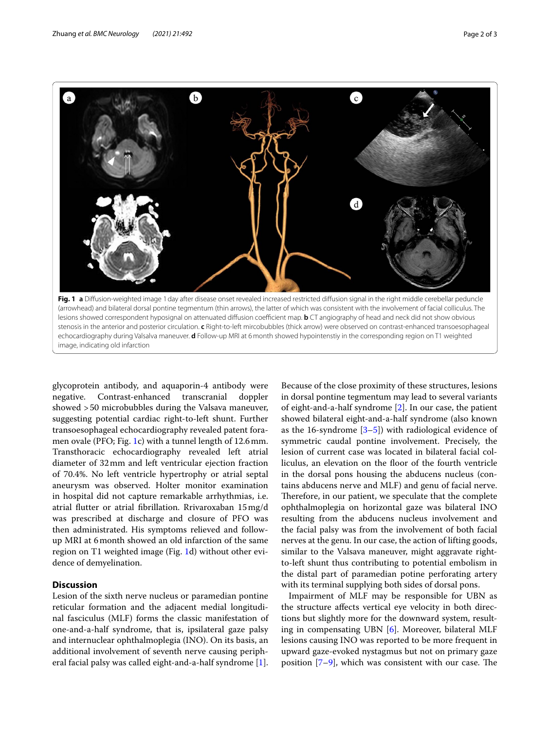**Fig. 1** **a** Diffusion-weighted image 1 day after disease onset revealed increased restricted diffusion signal in the right middle cerebellar peduncle (arrowhead) and bilateral dorsal pontine tegmentum (thin arrows), the latter of which was consistent with the involvement of facial colliculus. The lesions showed correspondent hyposignal on attenuated diffusion coefficient map. **b** CT angiography of head and neck did not show obvious stenosis in the anterior and posterior circulation. **c** Right-to-left mircobubbles (thick arrow) were observed on contrast-enhanced transoesophageal echocardiography during Valsalva maneuver. **d** Follow-up MRI at 6 month showed hypointenstiy in the corresponding region on T1 weighted image, indicating old infarction

glycoprotein antibody, and aquaporin-4 antibody were negative. Contrast-enhanced transcranial doppler showed >50 microbubbles during the Valsava maneuver, suggesting potential cardiac right-to-left shunt. Further transoesophageal echocardiography revealed patent foramen ovale (PFO; Fig. 1c) with a tunnel length of 12.6 mm. Transthoracic echocardiography revealed left atrial diameter of 32 mm and left ventricular ejection fraction of 70.4%. No left ventricle hypertrophy or atrial septal aneurysm was observed. Holter monitor examination in hospital did not capture remarkable arrhythmias, i.e. atrial flutter or atrial fibrillation. Rrivaroxaban 15 mg/d was prescribed at discharge and closure of PFO was then administrated. His symptoms relieved and follow-up MRI at 6 month showed an old infarction of the same region on T1 weighted image (Fig. 1d) without other evidence of demyelination.

## Discussion

Lesion of the sixth nerve nucleus or paramedian pontine reticular formation and the adjacent medial longitudinal fasciculus (MLF) forms the classic manifestation of one-and-a-half syndrome, that is, ipsilateral gaze palsy and internuclear ophthalmoplegia (INO). On its basis, an additional involvement of seventh nerve causing peripheral facial palsy was called eight-and-a-half syndrome [1]. Because of the close proximity of these structures, lesions in dorsal pontine tegmentum may lead to several variants of eight-and-a-half syndrome [2]. In our case, the patient showed bilateral eight-and-a-half syndrome (also known as the 16-syndrome [3–5]) with radiological evidence of symmetric caudal pontine involvement. Precisely, the lesion of current case was located in bilateral facial colliculus, an elevation on the floor of the fourth ventricle in the dorsal pons housing the abducens nucleus (contains abducens nerve and MLF) and genu of facial nerve. Therefore, in our patient, we speculate that the complete ophthalmoplegia on horizontal gaze was bilateral INO resulting from the abducens nucleus involvement and the facial palsy was from the involvement of both facial nerves at the genu. In our case, the action of lifting goods, similar to the Valsava maneuver, might aggravate right-to-left shunt thus contributing to potential embolism in the distal part of paramedian potine perforating artery with its terminal supplying both sides of dorsal pons.

Impairment of MLF may be responsible for UBN as the structure affects vertical eye velocity in both directions but slightly more for the downward system, resulting in compensating UBN [6]. Moreover, bilateral MLF lesions causing INO was reported to be more frequent in upward gaze-evoked nystagmus but not on primary gaze position [7–9], which was consistent with our case. The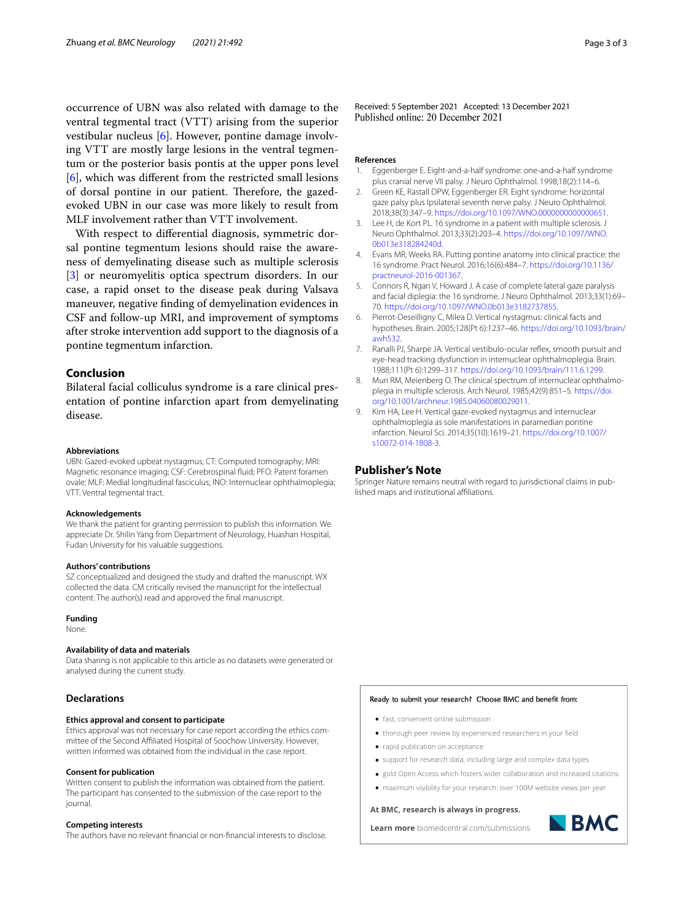occurrence of UBN was also related with damage to the ventral tegmental tract (VTT) arising from the superior vestibular nucleus [6]. However, pontine damage involving VTT are mostly large lesions in the ventral tegmentum or the posterior basis pontis at the upper pons level [6], which was different from the restricted small lesions of dorsal pontine in our patient. Therefore, the gazed-evoked UBN in our case was more likely to result from MLF involvement rather than VTT involvement.

With respect to differential diagnosis, symmetric dorsal pontine tegmentum lesions should raise the awareness of demyelinating disease such as multiple sclerosis [3] or neuromyelitis optica spectrum disorders. In our case, a rapid onset to the disease peak during Valsava maneuver, negative finding of demyelination evidences in CSF and follow-up MRI, and improvement of symptoms after stroke intervention add support to the diagnosis of a pontine tegmentum infarction.

## Conclusion

Bilateral facial colliculus syndrome is a rare clinical presentation of pontine infarction apart from demyelinating disease.

#### Abbreviations

UBN: Gazed-evoked upbeat nystagmus; CT: Computed tomography; MRI: Magnetic resonance imaging; CSF: Cerebrospinal fluid; PFO: Patent foramen ovale; MLF: Medial longitudinal fasciculus; INO: Internuclear ophthalmoplegia; VTT: Ventral tegmental tract.

#### Acknowledgements

We thank the patient for granting permission to publish this information. We appreciate Dr. Shilin Yang from Department of Neurology, Huashan Hospital, Fudan University for his valuable suggestions.

#### Authors' contributions

SZ conceptualized and designed the study and drafted the manuscript. WX collected the data. CM critically revised the manuscript for the intellectual content. The author(s) read and approved the final manuscript.

#### Funding

None.

#### Availability of data and materials

Data sharing is not applicable to this article as no datasets were generated or analysed during the current study.

## Declarations

#### Ethics approval and consent to participate

Ethics approval was not necessary for case report according the ethics committee of the Second Affiliated Hospital of Soochow University. However, written informed was obtained from the individual in the case report.

#### Consent for publication

Written consent to publish the information was obtained from the patient. The participant has consented to the submission of the case report to the journal.

#### Competing interests

The authors have no relevant financial or non-financial interests to disclose.

Received: 5 September 2021 Accepted: 13 December 2021
Published online: 20 December 2021

#### References

1. Eggenberger E. Eight-and-a-half syndrome: one-and-a-half syndrome plus cranial nerve VII palsy. J Neuro Ophthalmol. 1998;18(2):114–6.
2. Green KE, Rastall DPW, Eggenberger ER. Eight syndrome: horizontal gaze palsy plus Ipsilateral seventh nerve palsy. J Neuro Ophthalmol. 2018;38(3):347–9. https://doi.org/10.1097/WNO.0000000000000651.
3. Lee H, de Kort PL. 16 syndrome in a patient with multiple sclerosis. J Neuro Ophthalmol. 2013;33(2):203–4. https://doi.org/10.1097/WNO.0b013e318284240d.
4. Evans MR, Weeks RA. Putting pontine anatomy into clinical practice: the 16 syndrome. Pract Neurol. 2016;16(6):484–7. https://doi.org/10.1136/practneurol-2016-001367.
5. Connors R, Ngan V, Howard J. A case of complete lateral gaze paralysis and facial diplegia: the 16 syndrome. J Neuro Ophthalmol. 2013;33(1):69–70. https://doi.org/10.1097/WNO.0b013e3182737855.
6. Pierrot-Deseilligny C, Milea D. Vertical nystagmus: clinical facts and hypotheses. Brain. 2005;128(Pt 6):1237–46. https://doi.org/10.1093/brain/awh532.
7. Ranalli PJ, Sharpe JA. Vertical vestibulo-ocular reflex, smooth pursuit and eye-head tracking dysfunction in internuclear ophthalmoplegia. Brain. 1988;111(Pt 6):1299–317. https://doi.org/10.1093/brain/111.6.1299.
8. Muri RM, Meienberg O. The clinical spectrum of internuclear ophthalmoplegia in multiple sclerosis. Arch Neurol. 1985;42(9):851–5. https://doi.org/10.1001/archneur.1985.04060080029011.
9. Kim HA, Lee H. Vertical gaze-evoked nystagmus and internuclear ophthalmoplegia as sole manifestations in paramedian pontine infarction. Neurol Sci. 2014;35(10):1619–21. https://doi.org/10.1007/s10072-014-1808-3.

## Publisher's Note

Springer Nature remains neutral with regard to jurisdictional claims in published maps and institutional affiliations.

Ready to submit your research? Choose BMC and benefit from:

- fast, convenient online submission
- thorough peer review by experienced researchers in your field
- rapid publication on acceptance
- support for research data, including large and complex data types
- gold Open Access which fosters wider collaboration and increased citations
- maximum visibility for your research: over 100M website views per year

**At BMC, research is always in progress.**

**Learn more** biomedcentral.com/submissions